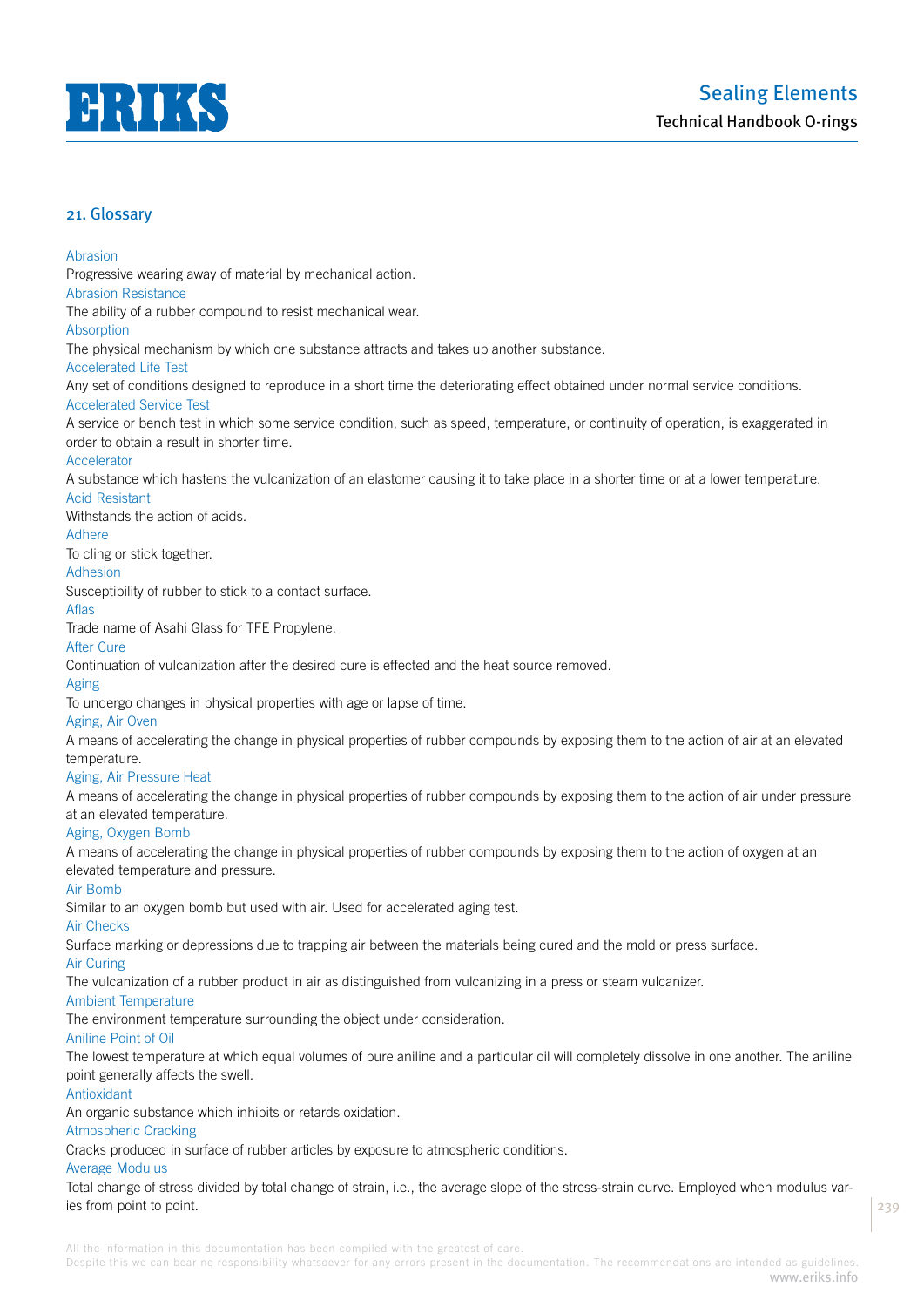## 21. Glossary

Abrasion
Progressive wearing away of material by mechanical action.

Abrasion Resistance
The ability of a rubber compound to resist mechanical wear.

Absorption
The physical mechanism by which one substance attracts and takes up another substance.

Accelerated Life Test
Any set of conditions designed to reproduce in a short time the deteriorating effect obtained under normal service conditions.

Accelerated Service Test
A service or bench test in which some service condition, such as speed, temperature, or continuity of operation, is exaggerated in order to obtain a result in shorter time.

Accelerator
A substance which hastens the vulcanization of an elastomer causing it to take place in a shorter time or at a lower temperature.

Acid Resistant
Withstands the action of acids.

Adhere
To cling or stick together.

Adhesion
Susceptibility of rubber to stick to a contact surface.

Aflas
Trade name of Asahi Glass for TFE Propylene.

After Cure
Continuation of vulcanization after the desired cure is effected and the heat source removed.

Aging
To undergo changes in physical properties with age or lapse of time.

Aging, Air Oven
A means of accelerating the change in physical properties of rubber compounds by exposing them to the action of air at an elevated temperature.

Aging, Air Pressure Heat
A means of accelerating the change in physical properties of rubber compounds by exposing them to the action of air under pressure at an elevated temperature.

Aging, Oxygen Bomb
A means of accelerating the change in physical properties of rubber compounds by exposing them to the action of oxygen at an elevated temperature and pressure.

Air Bomb
Similar to an oxygen bomb but used with air. Used for accelerated aging test.

Air Checks
Surface marking or depressions due to trapping air between the materials being cured and the mold or press surface.

Air Curing
The vulcanization of a rubber product in air as distinguished from vulcanizing in a press or steam vulcanizer.

Ambient Temperature
The environment temperature surrounding the object under consideration.

Aniline Point of Oil
The lowest temperature at which equal volumes of pure aniline and a particular oil will completely dissolve in one another. The aniline point generally affects the swell.

Antioxidant
An organic substance which inhibits or retards oxidation.

Atmospheric Cracking
Cracks produced in surface of rubber articles by exposure to atmospheric conditions.

Average Modulus
Total change of stress divided by total change of strain, i.e., the average slope of the stress-strain curve. Employed when modulus varies from point to point.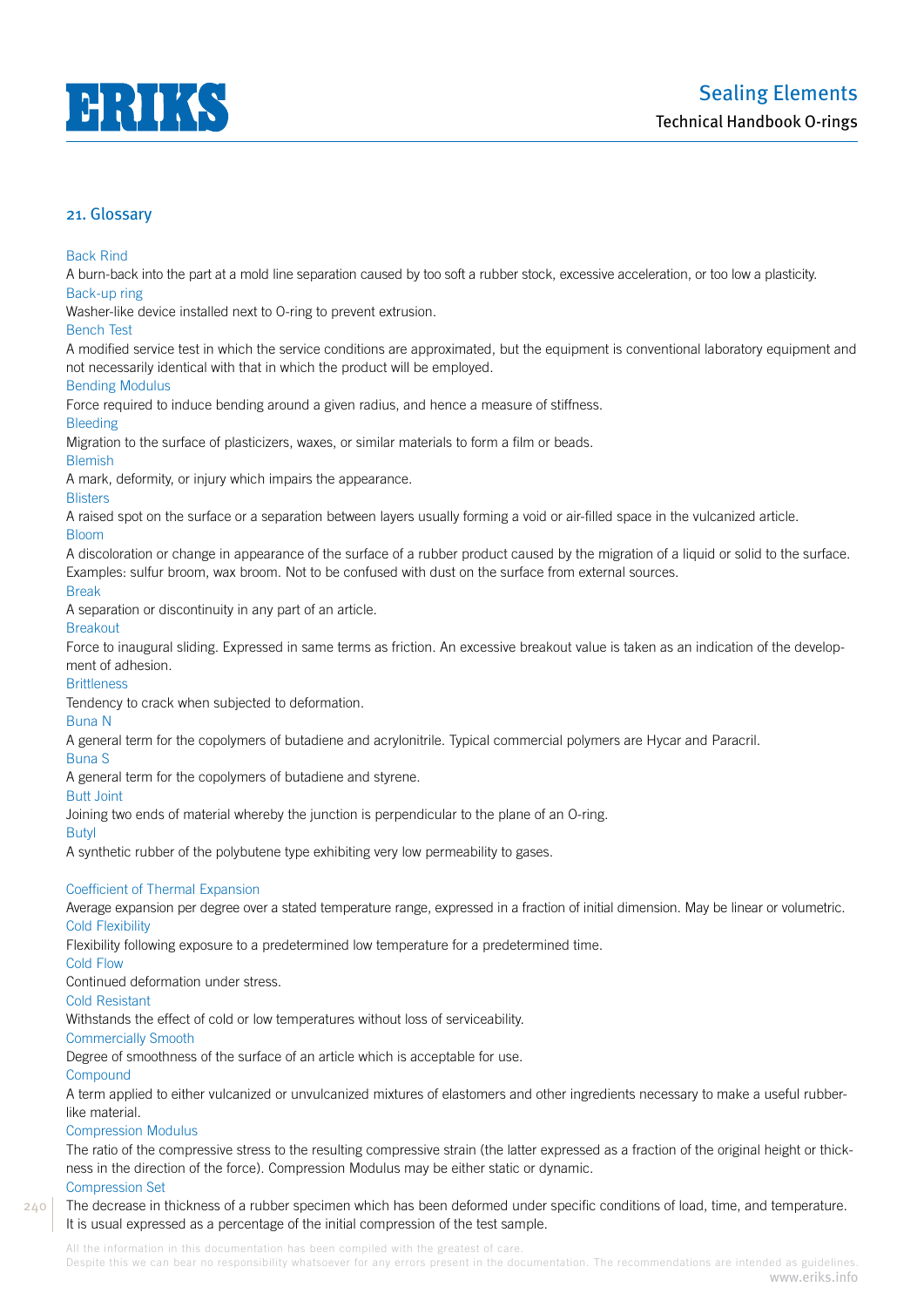## 21. Glossary

**Back Rind**

A burn-back into the part at a mold line separation caused by too soft a rubber stock, excessive acceleration, or too low a plasticity.

**Back-up ring**

Washer-like device installed next to O-ring to prevent extrusion.

**Bench Test**

A modified service test in which the service conditions are approximated, but the equipment is conventional laboratory equipment and not necessarily identical with that in which the product will be employed.

**Bending Modulus**

Force required to induce bending around a given radius, and hence a measure of stiffness.

**Bleeding**

Migration to the surface of plasticizers, waxes, or similar materials to form a film or beads.

**Blemish**

A mark, deformity, or injury which impairs the appearance.

**Blisters**

A raised spot on the surface or a separation between layers usually forming a void or air-filled space in the vulcanized article.

**Bloom**

A discoloration or change in appearance of the surface of a rubber product caused by the migration of a liquid or solid to the surface. Examples: sulfur broom, wax broom. Not to be confused with dust on the surface from external sources.

**Break**

A separation or discontinuity in any part of an article.

**Breakout**

Force to inaugural sliding. Expressed in same terms as friction. An excessive breakout value is taken as an indication of the development of adhesion.

**Brittleness**

Tendency to crack when subjected to deformation.

**Buna N**

A general term for the copolymers of butadiene and acrylonitrile. Typical commercial polymers are Hycar and Paracril.

**Buna S**

A general term for the copolymers of butadiene and styrene.

**Butt Joint**

Joining two ends of material whereby the junction is perpendicular to the plane of an O-ring.

**Butyl**

A synthetic rubber of the polybutene type exhibiting very low permeability to gases.

**Coefficient of Thermal Expansion**

Average expansion per degree over a stated temperature range, expressed in a fraction of initial dimension. May be linear or volumetric.

**Cold Flexibility**

Flexibility following exposure to a predetermined low temperature for a predetermined time.

**Cold Flow**

Continued deformation under stress.

**Cold Resistant**

Withstands the effect of cold or low temperatures without loss of serviceability.

**Commercially Smooth**

Degree of smoothness of the surface of an article which is acceptable for use.

**Compound**

A term applied to either vulcanized or unvulcanized mixtures of elastomers and other ingredients necessary to make a useful rubber-like material.

**Compression Modulus**

The ratio of the compressive stress to the resulting compressive strain (the latter expressed as a fraction of the original height or thickness in the direction of the force). Compression Modulus may be either static or dynamic.

**Compression Set**

The decrease in thickness of a rubber specimen which has been deformed under specific conditions of load, time, and temperature. It is usual expressed as a percentage of the initial compression of the test sample.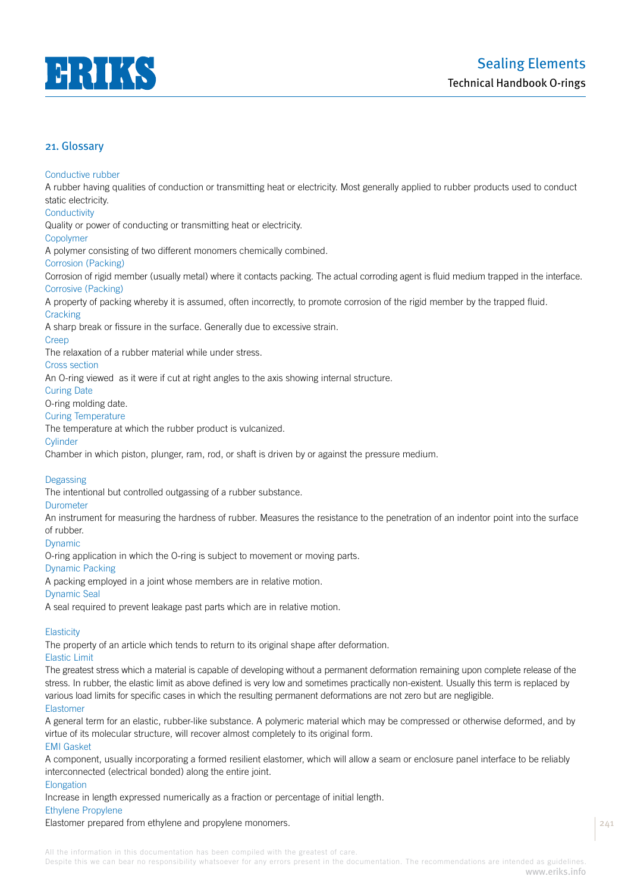## 21. Glossary

**Conductive rubber**
A rubber having qualities of conduction or transmitting heat or electricity. Most generally applied to rubber products used to conduct static electricity.

**Conductivity**
Quality or power of conducting or transmitting heat or electricity.

**Copolymer**
A polymer consisting of two different monomers chemically combined.

**Corrosion (Packing)**
Corrosion of rigid member (usually metal) where it contacts packing. The actual corroding agent is fluid medium trapped in the interface.

**Corrosive (Packing)**
A property of packing whereby it is assumed, often incorrectly, to promote corrosion of the rigid member by the trapped fluid.

**Cracking**
A sharp break or fissure in the surface. Generally due to excessive strain.

**Creep**
The relaxation of a rubber material while under stress.

**Cross section**
An O-ring viewed as it were if cut at right angles to the axis showing internal structure.

**Curing Date**
O-ring molding date.

**Curing Temperature**
The temperature at which the rubber product is vulcanized.

**Cylinder**
Chamber in which piston, plunger, ram, rod, or shaft is driven by or against the pressure medium.

**Degassing**
The intentional but controlled outgassing of a rubber substance.

**Durometer**
An instrument for measuring the hardness of rubber. Measures the resistance to the penetration of an indentor point into the surface of rubber.

**Dynamic**
O-ring application in which the O-ring is subject to movement or moving parts.

**Dynamic Packing**
A packing employed in a joint whose members are in relative motion.

**Dynamic Seal**
A seal required to prevent leakage past parts which are in relative motion.

**Elasticity**
The property of an article which tends to return to its original shape after deformation.

**Elastic Limit**
The greatest stress which a material is capable of developing without a permanent deformation remaining upon complete release of the stress. In rubber, the elastic limit as above defined is very low and sometimes practically non-existent. Usually this term is replaced by various load limits for specific cases in which the resulting permanent deformations are not zero but are negligible.

**Elastomer**
A general term for an elastic, rubber-like substance. A polymeric material which may be compressed or otherwise deformed, and by virtue of its molecular structure, will recover almost completely to its original form.

**EMI Gasket**
A component, usually incorporating a formed resilient elastomer, which will allow a seam or enclosure panel interface to be reliably interconnected (electrical bonded) along the entire joint.

**Elongation**
Increase in length expressed numerically as a fraction or percentage of initial length.

**Ethylene Propylene**
Elastomer prepared from ethylene and propylene monomers.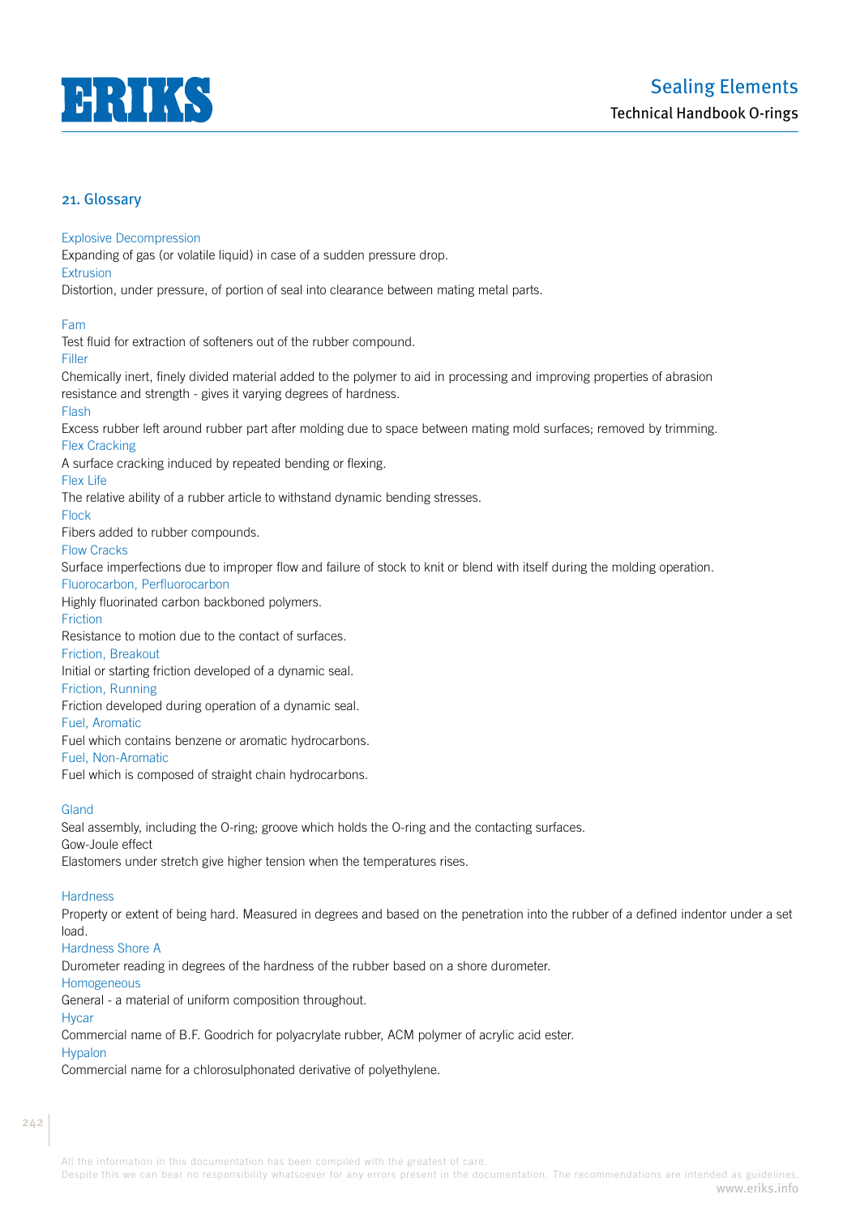## 21. Glossary

Explosive Decompression
Expanding of gas (or volatile liquid) in case of a sudden pressure drop.

Extrusion
Distortion, under pressure, of portion of seal into clearance between mating metal parts.

Fam
Test fluid for extraction of softeners out of the rubber compound.

Filler
Chemically inert, finely divided material added to the polymer to aid in processing and improving properties of abrasion resistance and strength - gives it varying degrees of hardness.

Flash
Excess rubber left around rubber part after molding due to space between mating mold surfaces; removed by trimming.

Flex Cracking
A surface cracking induced by repeated bending or flexing.

Flex Life
The relative ability of a rubber article to withstand dynamic bending stresses.

Flock
Fibers added to rubber compounds.

Flow Cracks
Surface imperfections due to improper flow and failure of stock to knit or blend with itself during the molding operation.

Fluorocarbon, Perfluorocarbon
Highly fluorinated carbon backboned polymers.

Friction
Resistance to motion due to the contact of surfaces.

Friction, Breakout
Initial or starting friction developed of a dynamic seal.

Friction, Running
Friction developed during operation of a dynamic seal.

Fuel, Aromatic
Fuel which contains benzene or aromatic hydrocarbons.

Fuel, Non-Aromatic
Fuel which is composed of straight chain hydrocarbons.

Gland
Seal assembly, including the O-ring; groove which holds the O-ring and the contacting surfaces.

Gow-Joule effect
Elastomers under stretch give higher tension when the temperatures rises.

Hardness
Property or extent of being hard. Measured in degrees and based on the penetration into the rubber of a defined indentor under a set load.

Hardness Shore A
Durometer reading in degrees of the hardness of the rubber based on a shore durometer.

Homogeneous
General - a material of uniform composition throughout.

Hycar
Commercial name of B.F. Goodrich for polyacrylate rubber, ACM polymer of acrylic acid ester.

Hypalon
Commercial name for a chlorosulphonated derivative of polyethylene.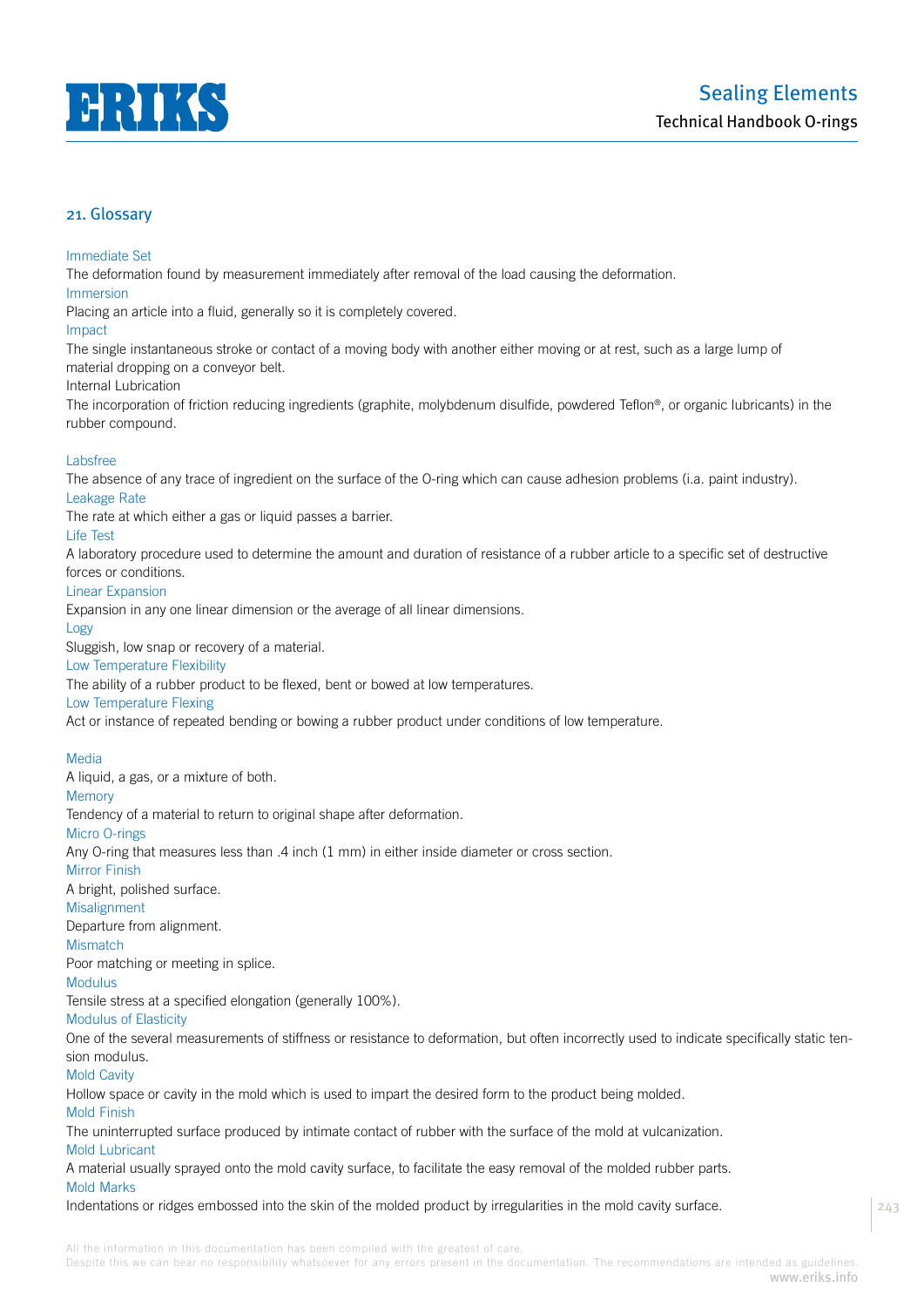## 21. Glossary

Immediate Set

The deformation found by measurement immediately after removal of the load causing the deformation.

Immersion

Placing an article into a fluid, generally so it is completely covered.

Impact

The single instantaneous stroke or contact of a moving body with another either moving or at rest, such as a large lump of material dropping on a conveyor belt.

Internal Lubrication

The incorporation of friction reducing ingredients (graphite, molybdenum disulfide, powdered Teflon®, or organic lubricants) in the rubber compound.

Labsfree

The absence of any trace of ingredient on the surface of the O-ring which can cause adhesion problems (i.a. paint industry).

Leakage Rate

The rate at which either a gas or liquid passes a barrier.

Life Test

A laboratory procedure used to determine the amount and duration of resistance of a rubber article to a specific set of destructive forces or conditions.

Linear Expansion

Expansion in any one linear dimension or the average of all linear dimensions.

Logy

Sluggish, low snap or recovery of a material.

Low Temperature Flexibility

The ability of a rubber product to be flexed, bent or bowed at low temperatures.

Low Temperature Flexing

Act or instance of repeated bending or bowing a rubber product under conditions of low temperature.

Media

A liquid, a gas, or a mixture of both.

Memory

Tendency of a material to return to original shape after deformation.

Micro O-rings

Any O-ring that measures less than .4 inch (1 mm) in either inside diameter or cross section.

Mirror Finish

A bright, polished surface.

Misalignment

Departure from alignment.

Mismatch

Poor matching or meeting in splice.

Modulus

Tensile stress at a specified elongation (generally 100%).

Modulus of Elasticity

One of the several measurements of stiffness or resistance to deformation, but often incorrectly used to indicate specifically static tension modulus.

Mold Cavity

Hollow space or cavity in the mold which is used to impart the desired form to the product being molded.

Mold Finish

The uninterrupted surface produced by intimate contact of rubber with the surface of the mold at vulcanization.

Mold Lubricant

A material usually sprayed onto the mold cavity surface, to facilitate the easy removal of the molded rubber parts.

Mold Marks

Indentations or ridges embossed into the skin of the molded product by irregularities in the mold cavity surface.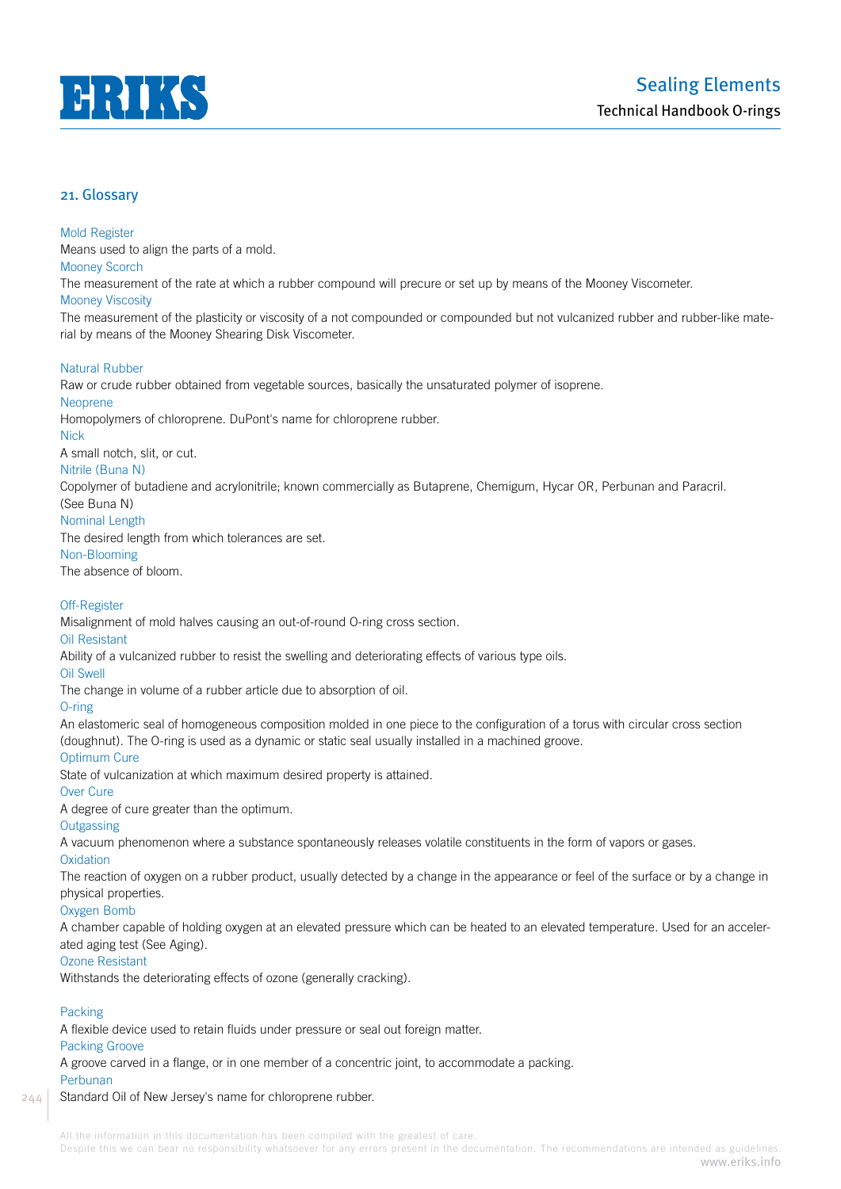## 21. Glossary

**Mold Register**
Means used to align the parts of a mold.

**Mooney Scorch**
The measurement of the rate at which a rubber compound will precure or set up by means of the Mooney Viscometer.

**Mooney Viscosity**
The measurement of the plasticity or viscosity of a not compounded or compounded but not vulcanized rubber and rubber-like material by means of the Mooney Shearing Disk Viscometer.

**Natural Rubber**
Raw or crude rubber obtained from vegetable sources, basically the unsaturated polymer of isoprene.

**Neoprene**
Homopolymers of chloroprene. DuPont's name for chloroprene rubber.

**Nick**
A small notch, slit, or cut.

**Nitrile (Buna N)**
Copolymer of butadiene and acrylonitrile; known commercially as Butaprene, Chemigum, Hycar OR, Perbunan and Paracril. (See Buna N)

**Nominal Length**
The desired length from which tolerances are set.

**Non-Blooming**
The absence of bloom.

**Off-Register**
Misalignment of mold halves causing an out-of-round O-ring cross section.

**Oil Resistant**
Ability of a vulcanized rubber to resist the swelling and deteriorating effects of various type oils.

**Oil Swell**
The change in volume of a rubber article due to absorption of oil.

**O-ring**
An elastomeric seal of homogeneous composition molded in one piece to the configuration of a torus with circular cross section (doughnut). The O-ring is used as a dynamic or static seal usually installed in a machined groove.

**Optimum Cure**
State of vulcanization at which maximum desired property is attained.

**Over Cure**
A degree of cure greater than the optimum.

**Outgassing**
A vacuum phenomenon where a substance spontaneously releases volatile constituents in the form of vapors or gases.

**Oxidation**
The reaction of oxygen on a rubber product, usually detected by a change in the appearance or feel of the surface or by a change in physical properties.

**Oxygen Bomb**
A chamber capable of holding oxygen at an elevated pressure which can be heated to an elevated temperature. Used for an accelerated aging test (See Aging).

**Ozone Resistant**
Withstands the deteriorating effects of ozone (generally cracking).

**Packing**
A flexible device used to retain fluids under pressure or seal out foreign matter.

**Packing Groove**
A groove carved in a flange, or in one member of a concentric joint, to accommodate a packing.

**Perbunan**
Standard Oil of New Jersey's name for chloroprene rubber.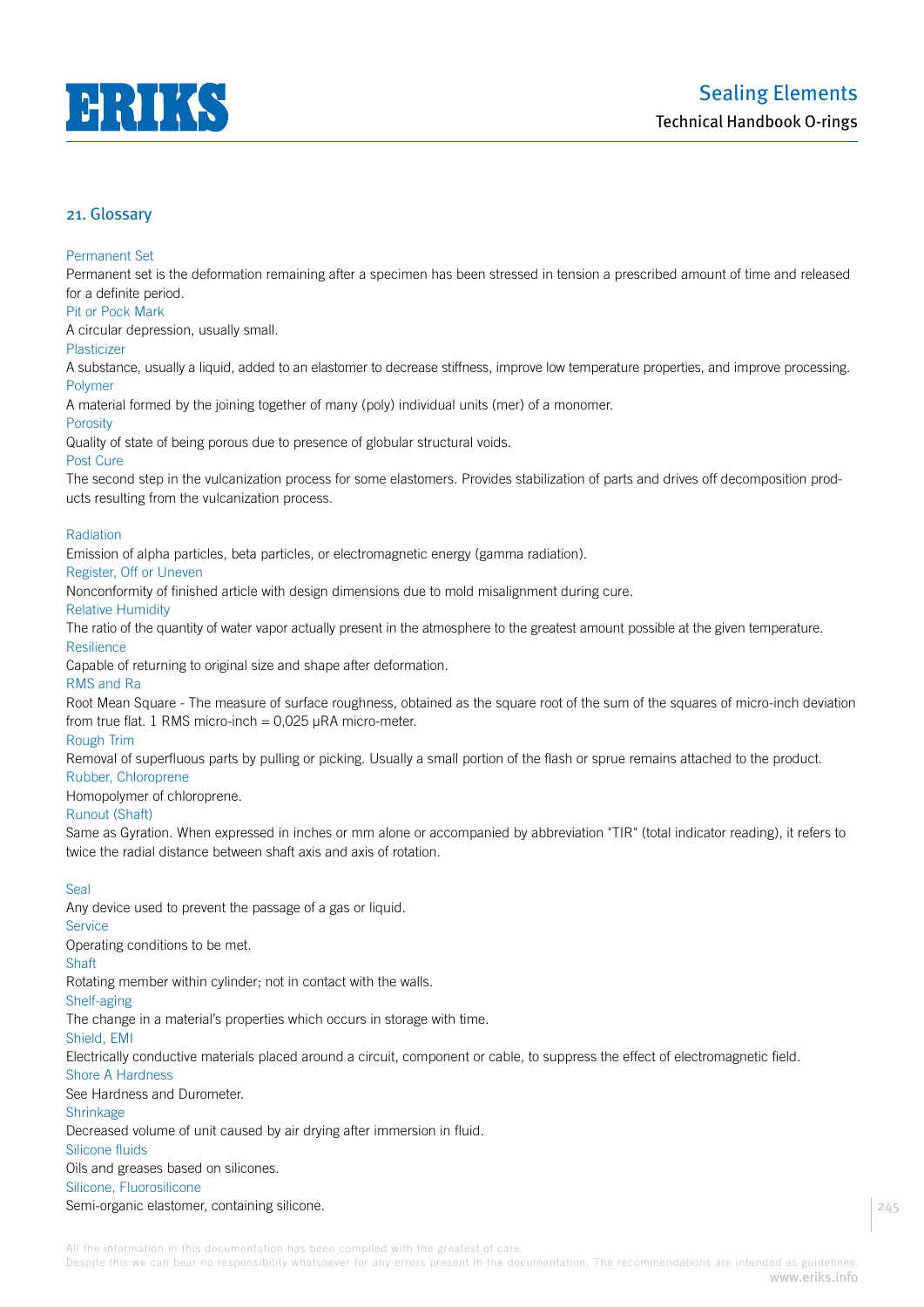## 21. Glossary

### Permanent Set

Permanent set is the deformation remaining after a specimen has been stressed in tension a prescribed amount of time and released for a definite period.

### Pit or Pock Mark

A circular depression, usually small.

### Plasticizer

A substance, usually a liquid, added to an elastomer to decrease stiffness, improve low temperature properties, and improve processing.

### Polymer

A material formed by the joining together of many (poly) individual units (mer) of a monomer.

### Porosity

Quality of state of being porous due to presence of globular structural voids.

### Post Cure

The second step in the vulcanization process for some elastomers. Provides stabilization of parts and drives off decomposition products resulting from the vulcanization process.

### Radiation

Emission of alpha particles, beta particles, or electromagnetic energy (gamma radiation).

### Register, Off or Uneven

Nonconformity of finished article with design dimensions due to mold misalignment during cure.

### Relative Humidity

The ratio of the quantity of water vapor actually present in the atmosphere to the greatest amount possible at the given temperature.

### Resilience

Capable of returning to original size and shape after deformation.

### RMS and Ra

Root Mean Square - The measure of surface roughness, obtained as the square root of the sum of the squares of micro-inch deviation from true flat. 1 RMS micro-inch = 0,025 μRA micro-meter.

### Rough Trim

Removal of superfluous parts by pulling or picking. Usually a small portion of the flash or sprue remains attached to the product.

### Rubber, Chloroprene

Homopolymer of chloroprene.

### Runout (Shaft)

Same as Gyration. When expressed in inches or mm alone or accompanied by abbreviation "TIR" (total indicator reading), it refers to twice the radial distance between shaft axis and axis of rotation.

### Seal

Any device used to prevent the passage of a gas or liquid.

### Service

Operating conditions to be met.

### Shaft

Rotating member within cylinder; not in contact with the walls.

### Shelf-aging

The change in a material's properties which occurs in storage with time.

### Shield, EMI

Electrically conductive materials placed around a circuit, component or cable, to suppress the effect of electromagnetic field.

### Shore A Hardness

See Hardness and Durometer.

### Shrinkage

Decreased volume of unit caused by air drying after immersion in fluid.

### Silicone fluids

Oils and greases based on silicones.

### Silicone, Fluorosilicone

Semi-organic elastomer, containing silicone.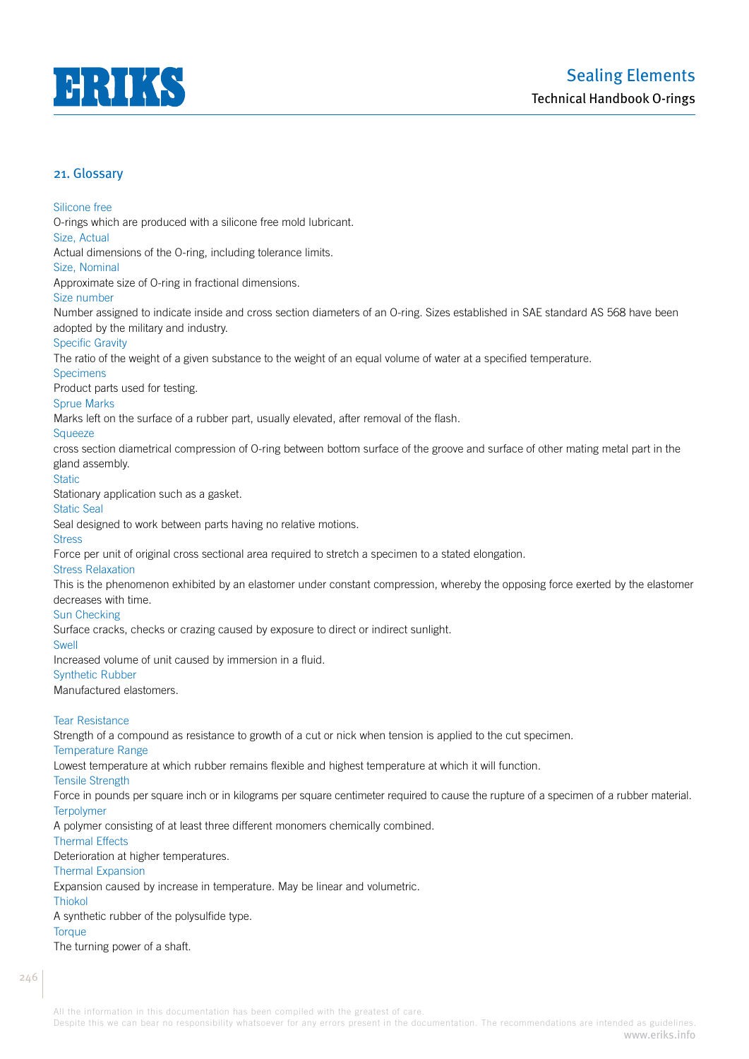## 21. Glossary

Silicone free
O-rings which are produced with a silicone free mold lubricant.

Size, Actual
Actual dimensions of the O-ring, including tolerance limits.

Size, Nominal
Approximate size of O-ring in fractional dimensions.

Size number
Number assigned to indicate inside and cross section diameters of an O-ring. Sizes established in SAE standard AS 568 have been adopted by the military and industry.

Specific Gravity
The ratio of the weight of a given substance to the weight of an equal volume of water at a specified temperature.

Specimens
Product parts used for testing.

Sprue Marks
Marks left on the surface of a rubber part, usually elevated, after removal of the flash.

Squeeze
cross section diametrical compression of O-ring between bottom surface of the groove and surface of other mating metal part in the gland assembly.

Static
Stationary application such as a gasket.

Static Seal
Seal designed to work between parts having no relative motions.

Stress
Force per unit of original cross sectional area required to stretch a specimen to a stated elongation.

Stress Relaxation
This is the phenomenon exhibited by an elastomer under constant compression, whereby the opposing force exerted by the elastomer decreases with time.

Sun Checking
Surface cracks, checks or crazing caused by exposure to direct or indirect sunlight.

Swell
Increased volume of unit caused by immersion in a fluid.

Synthetic Rubber
Manufactured elastomers.

Tear Resistance
Strength of a compound as resistance to growth of a cut or nick when tension is applied to the cut specimen.

Temperature Range
Lowest temperature at which rubber remains flexible and highest temperature at which it will function.

Tensile Strength
Force in pounds per square inch or in kilograms per square centimeter required to cause the rupture of a specimen of a rubber material.

Terpolymer
A polymer consisting of at least three different monomers chemically combined.

Thermal Effects
Deterioration at higher temperatures.

Thermal Expansion
Expansion caused by increase in temperature. May be linear and volumetric.

Thiokol
A synthetic rubber of the polysulfide type.

Torque
The turning power of a shaft.

All the information in this documentation has been compiled with the greatest of care.
Despite this we can bear no responsibility whatsoever for any errors present in the documentation. The recommendations are intended as guidelines.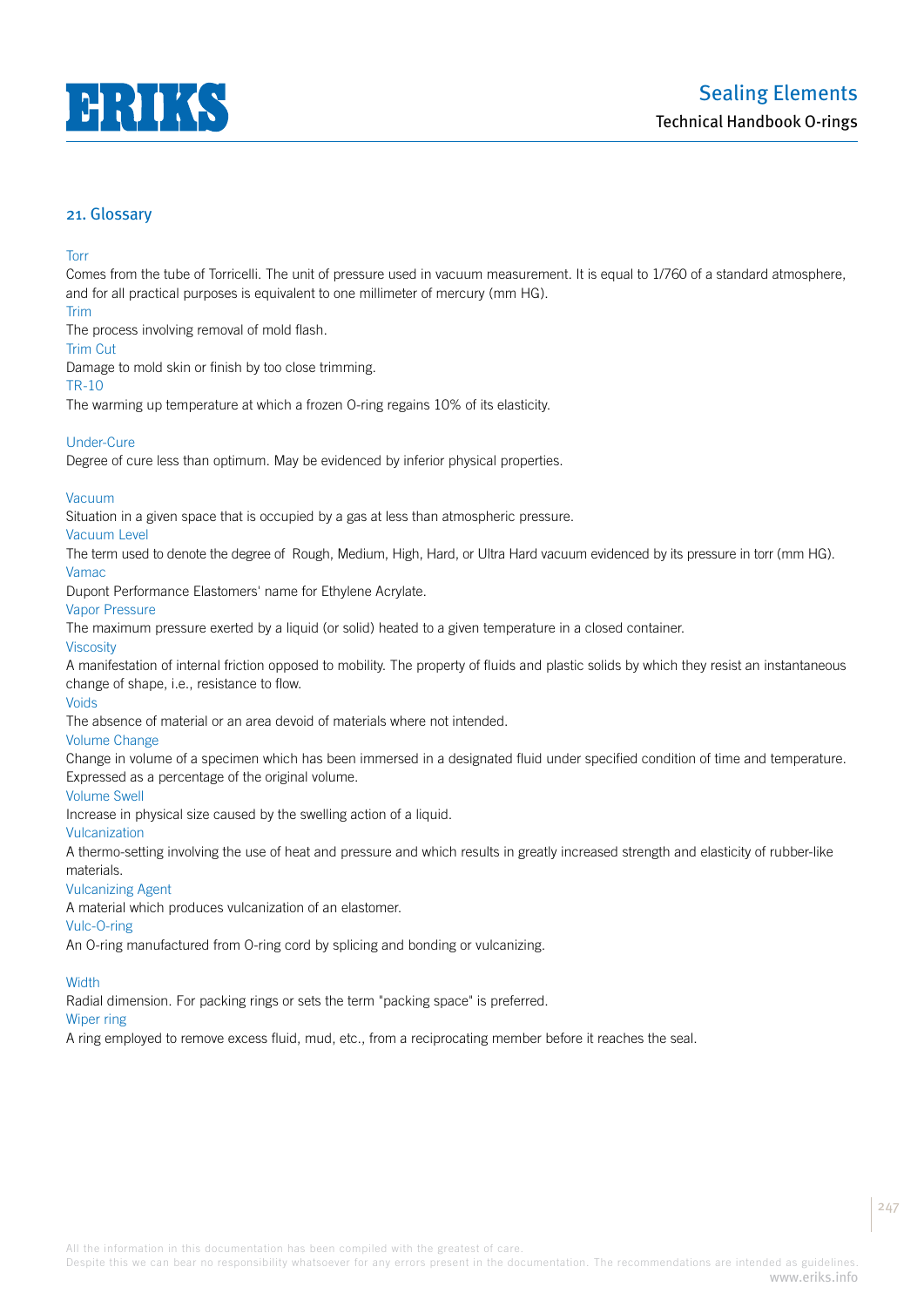## 21. Glossary

Torr

Comes from the tube of Torricelli. The unit of pressure used in vacuum measurement. It is equal to 1/760 of a standard atmosphere, and for all practical purposes is equivalent to one millimeter of mercury (mm HG).

Trim

The process involving removal of mold flash.

Trim Cut

Damage to mold skin or finish by too close trimming.

TR-10

The warming up temperature at which a frozen O-ring regains 10% of its elasticity.

Under-Cure

Degree of cure less than optimum. May be evidenced by inferior physical properties.

Vacuum

Situation in a given space that is occupied by a gas at less than atmospheric pressure.

Vacuum Level

The term used to denote the degree of Rough, Medium, High, Hard, or Ultra Hard vacuum evidenced by its pressure in torr (mm HG).

Vamac

Dupont Performance Elastomers' name for Ethylene Acrylate.

Vapor Pressure

The maximum pressure exerted by a liquid (or solid) heated to a given temperature in a closed container.

Viscosity

A manifestation of internal friction opposed to mobility. The property of fluids and plastic solids by which they resist an instantaneous change of shape, i.e., resistance to flow.

Voids

The absence of material or an area devoid of materials where not intended.

Volume Change

Change in volume of a specimen which has been immersed in a designated fluid under specified condition of time and temperature. Expressed as a percentage of the original volume.

Volume Swell

Increase in physical size caused by the swelling action of a liquid.

Vulcanization

A thermo-setting involving the use of heat and pressure and which results in greatly increased strength and elasticity of rubber-like materials.

Vulcanizing Agent

A material which produces vulcanization of an elastomer.

Vulc-O-ring

An O-ring manufactured from O-ring cord by splicing and bonding or vulcanizing.

Width

Radial dimension. For packing rings or sets the term "packing space" is preferred.

Wiper ring

A ring employed to remove excess fluid, mud, etc., from a reciprocating member before it reaches the seal.